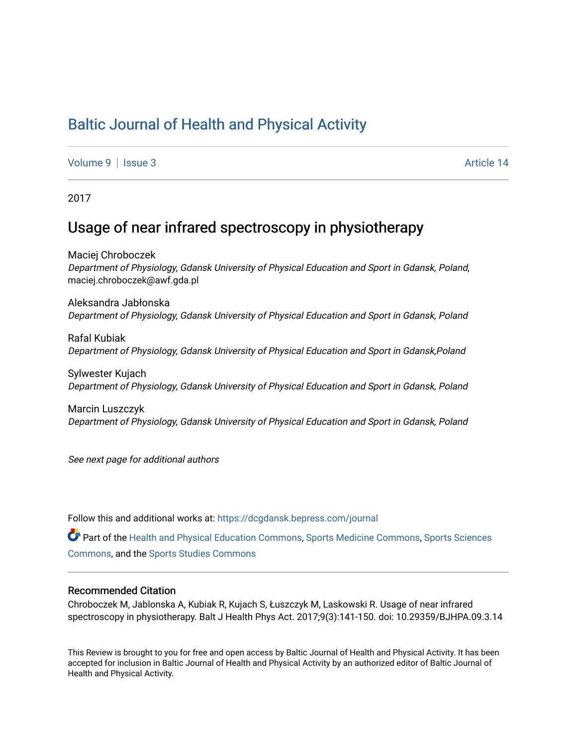# Baltic Journal of Health and Physical Activity

Volume 9 | Issue 3 Article 14

2017

## Usage of near infrared spectroscopy in physiotherapy

Maciej Chroboczek
*Department of Physiology, Gdansk University of Physical Education and Sport in Gdansk, Poland*, maciej.chroboczek@awf.gda.pl

Aleksandra Jabłonska
*Department of Physiology, Gdansk University of Physical Education and Sport in Gdansk, Poland*

Rafal Kubiak
*Department of Physiology, Gdansk University of Physical Education and Sport in Gdansk,Poland*

Sylwester Kujach
*Department of Physiology, Gdansk University of Physical Education and Sport in Gdansk, Poland*

Marcin Luszczyk
*Department of Physiology, Gdansk University of Physical Education and Sport in Gdansk, Poland*

*See next page for additional authors*

Follow this and additional works at: https://dcgdansk.bepress.com/journal

Part of the Health and Physical Education Commons, Sports Medicine Commons, Sports Sciences Commons, and the Sports Studies Commons

### Recommended Citation

Chroboczek M, Jablonska A, Kubiak R, Kujach S, Łuszczyk M, Laskowski R. Usage of near infrared spectroscopy in physiotherapy. Balt J Health Phys Act. 2017;9(3):141-150. doi: 10.29359/BJHPA.09.3.14

This Review is brought to you for free and open access by Baltic Journal of Health and Physical Activity. It has been accepted for inclusion in Baltic Journal of Health and Physical Activity by an authorized editor of Baltic Journal of Health and Physical Activity.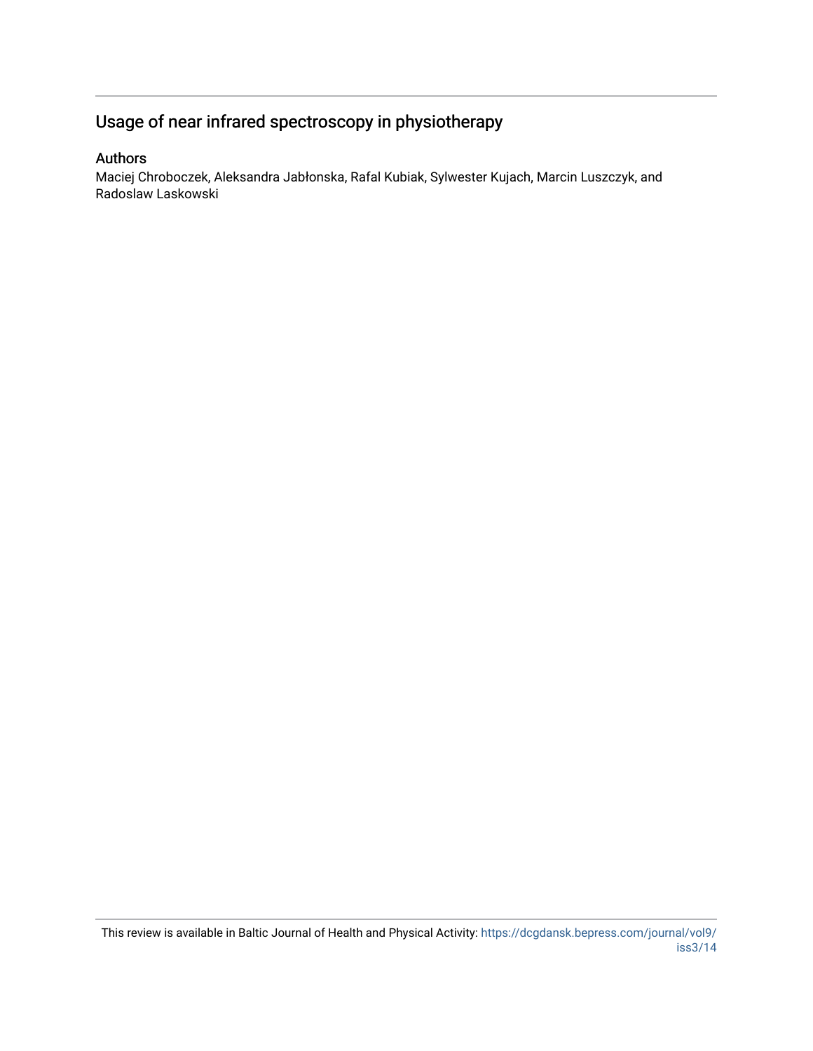# Usage of near infrared spectroscopy in physiotherapy

## Authors

Maciej Chroboczek, Aleksandra Jabłonska, Rafal Kubiak, Sylwester Kujach, Marcin Luszczyk, and Radoslaw Laskowski

This review is available in Baltic Journal of Health and Physical Activity: https://dcgdansk.bepress.com/journal/vol9/iss3/14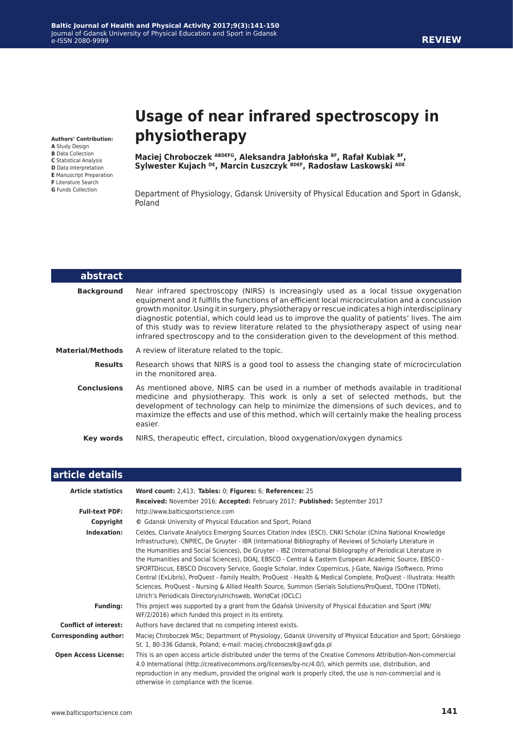**REVIEW**

# Usage of near infrared spectroscopy in physiotherapy

**Authors' Contribution:**
**A** Study Design
**B** Data Collection
**C** Statistical Analysis
**D** Data Interpretation
**E** Manuscript Preparation
**F** Literature Search
**G** Funds Collection

**Maciej Chroboczek [ABDEFG], Aleksandra Jabłońska [BF], Rafał Kubiak [BF], Sylwester Kujach [DE], Marcin Łuszczyk [BDEF], Radosław Laskowski [ADE]**

Department of Physiology, Gdansk University of Physical Education and Sport in Gdansk, Poland

## abstract

**Background** Near infrared spectroscopy (NIRS) is increasingly used as a local tissue oxygenation equipment and it fulfills the functions of an efficient local microcirculation and a concussion growth monitor. Using it in surgery, physiotherapy or rescue indicates a high interdisciplinary diagnostic potential, which could lead us to improve the quality of patients' lives. The aim of this study was to review literature related to the physiotherapy aspect of using near infrared spectroscopy and to the consideration given to the development of this method.

**Material/Methods** A review of literature related to the topic.

**Results** Research shows that NIRS is a good tool to assess the changing state of microcirculation in the monitored area.

**Conclusions** As mentioned above, NIRS can be used in a number of methods available in traditional medicine and physiotherapy. This work is only a set of selected methods, but the development of technology can help to minimize the dimensions of such devices, and to maximize the effects and use of this method, which will certainly make the healing process easier.

**Key words** NIRS, therapeutic effect, circulation, blood oxygenation/oxygen dynamics

## article details

**Article statistics** **Word count:** 2,413; **Tables:** 0; **Figures:** 6; **References:** 25
**Received:** November 2016; **Accepted:** February 2017; **Published:** September 2017

**Full-text PDF:** http://www.balticsportscience.com

**Copyright** © Gdansk University of Physical Education and Sport, Poland

**Indexation:** Celdes, Clarivate Analytics Emerging Sources Citation Index (ESCI), CNKI Scholar (China National Knowledge Infrastructure), CNPIEC, De Gruyter - IBR (International Bibliography of Reviews of Scholarly Literature in the Humanities and Social Sciences), De Gruyter - IBZ (International Bibliography of Periodical Literature in the Humanities and Social Sciences), DOAJ, EBSCO - Central & Eastern European Academic Source, EBSCO - SPORTDiscus, EBSCO Discovery Service, Google Scholar, Index Copernicus, J-Gate, Naviga (Softweco, Primo Central (ExLibris), ProQuest - Family Health, ProQuest - Health & Medical Complete, ProQuest - Illustrata: Health Sciences, ProQuest - Nursing & Allied Health Source, Summon (Serials Solutions/ProQuest, TDOne (TDNet), Ulrich's Periodicals Directory/ulrichsweb, WorldCat (OCLC)

**Funding:** This project was supported by a grant from the Gdańsk University of Physical Education and Sport (MN/WF/2/2016) which funded this project in its entirety.

**Conflict of interest:** Authors have declared that no competing interest exists.

**Corresponding author:** Maciej Chroboczek MSc; Department of Physiology, Gdansk University of Physical Education and Sport; Górskiego St. 1, 80-336 Gdansk, Poland; e-mail: maciej.chroboczek@awf.gda.pl

**Open Access License:** This is an open access article distributed under the terms of the Creative Commons Attribution-Non-commercial 4.0 International (http://creativecommons.org/licenses/by-nc/4.0/), which permits use, distribution, and reproduction in any medium, provided the original work is properly cited, the use is non-commercial and is otherwise in compliance with the license.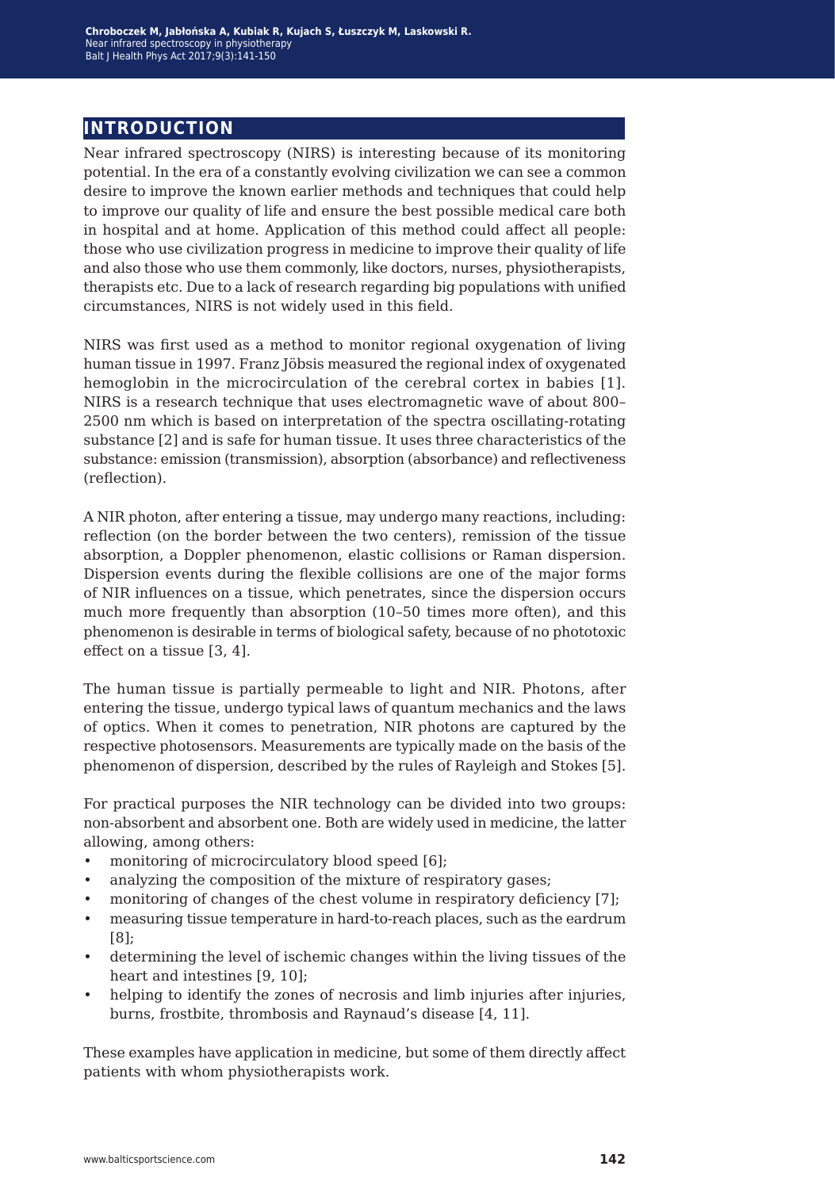## INTRODUCTION

Near infrared spectroscopy (NIRS) is interesting because of its monitoring potential. In the era of a constantly evolving civilization we can see a common desire to improve the known earlier methods and techniques that could help to improve our quality of life and ensure the best possible medical care both in hospital and at home. Application of this method could affect all people: those who use civilization progress in medicine to improve their quality of life and also those who use them commonly, like doctors, nurses, physiotherapists, therapists etc. Due to a lack of research regarding big populations with unified circumstances, NIRS is not widely used in this field.

NIRS was first used as a method to monitor regional oxygenation of living human tissue in 1997. Franz Jöbsis measured the regional index of oxygenated hemoglobin in the microcirculation of the cerebral cortex in babies [1]. NIRS is a research technique that uses electromagnetic wave of about 800–2500 nm which is based on interpretation of the spectra oscillating-rotating substance [2] and is safe for human tissue. It uses three characteristics of the substance: emission (transmission), absorption (absorbance) and reflectiveness (reflection).

A NIR photon, after entering a tissue, may undergo many reactions, including: reflection (on the border between the two centers), remission of the tissue absorption, a Doppler phenomenon, elastic collisions or Raman dispersion. Dispersion events during the flexible collisions are one of the major forms of NIR influences on a tissue, which penetrates, since the dispersion occurs much more frequently than absorption (10–50 times more often), and this phenomenon is desirable in terms of biological safety, because of no phototoxic effect on a tissue [3, 4].

The human tissue is partially permeable to light and NIR. Photons, after entering the tissue, undergo typical laws of quantum mechanics and the laws of optics. When it comes to penetration, NIR photons are captured by the respective photosensors. Measurements are typically made on the basis of the phenomenon of dispersion, described by the rules of Rayleigh and Stokes [5].

For practical purposes the NIR technology can be divided into two groups: non-absorbent and absorbent one. Both are widely used in medicine, the latter allowing, among others:

- monitoring of microcirculatory blood speed [6];
- analyzing the composition of the mixture of respiratory gases;
- monitoring of changes of the chest volume in respiratory deficiency [7];
- measuring tissue temperature in hard-to-reach places, such as the eardrum [8];
- determining the level of ischemic changes within the living tissues of the heart and intestines [9, 10];
- helping to identify the zones of necrosis and limb injuries after injuries, burns, frostbite, thrombosis and Raynaud's disease [4, 11].

These examples have application in medicine, but some of them directly affect patients with whom physiotherapists work.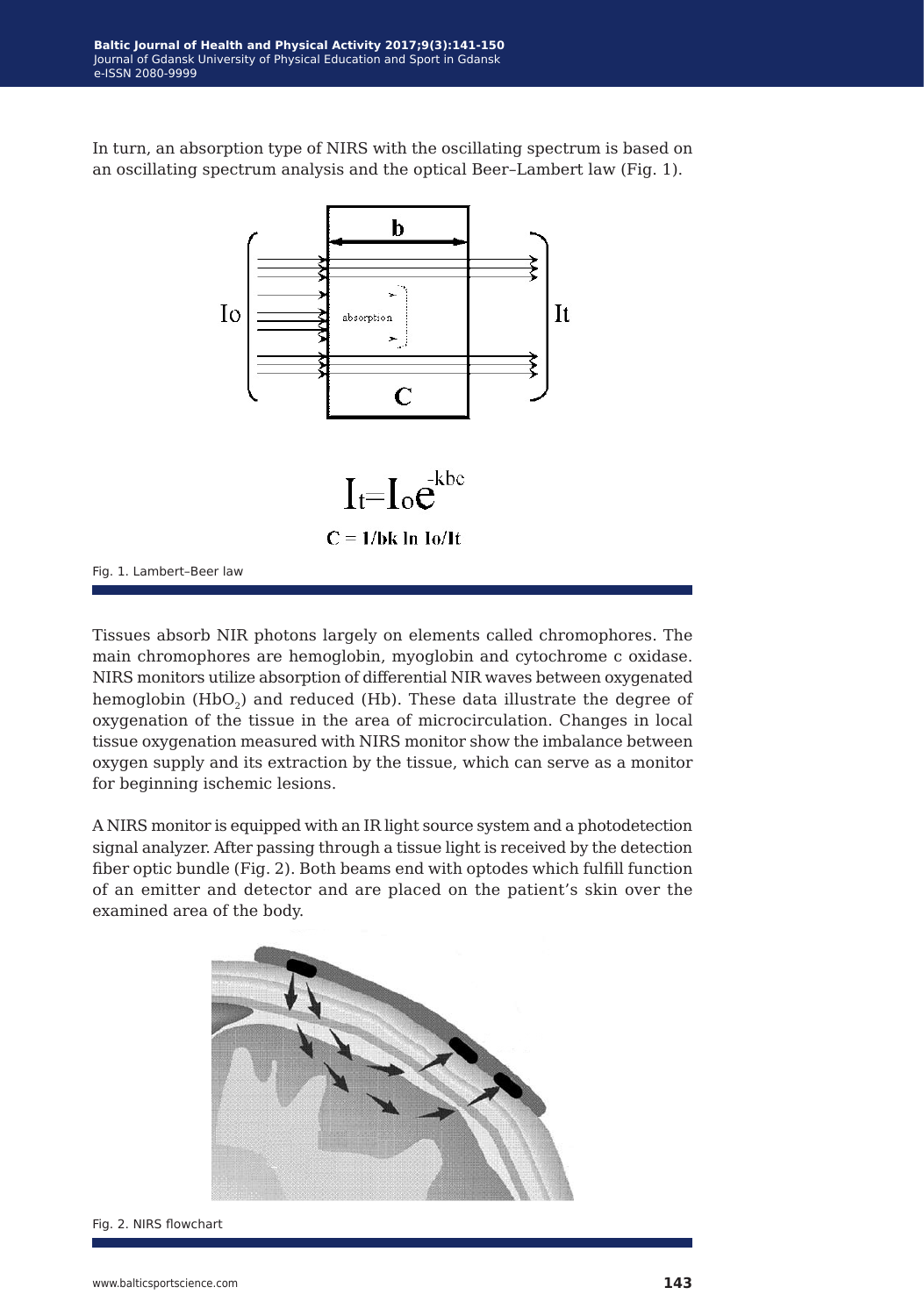In turn, an absorption type of NIRS with the oscillating spectrum is based on an oscillating spectrum analysis and the optical Beer–Lambert law (Fig. 1).

$$I_t = I_o e^{-kbc}$$

$$C = 1/bk \ln I_o/I_t$$

Fig. 1. Lambert–Beer law

Tissues absorb NIR photons largely on elements called chromophores. The main chromophores are hemoglobin, myoglobin and cytochrome c oxidase. NIRS monitors utilize absorption of differential NIR waves between oxygenated hemoglobin ($HbO_2$) and reduced (Hb). These data illustrate the degree of oxygenation of the tissue in the area of microcirculation. Changes in local tissue oxygenation measured with NIRS monitor show the imbalance between oxygen supply and its extraction by the tissue, which can serve as a monitor for beginning ischemic lesions.

A NIRS monitor is equipped with an IR light source system and a photodetection signal analyzer. After passing through a tissue light is received by the detection fiber optic bundle (Fig. 2). Both beams end with optodes which fulfill function of an emitter and detector and are placed on the patient's skin over the examined area of the body.

Fig. 2. NIRS flowchart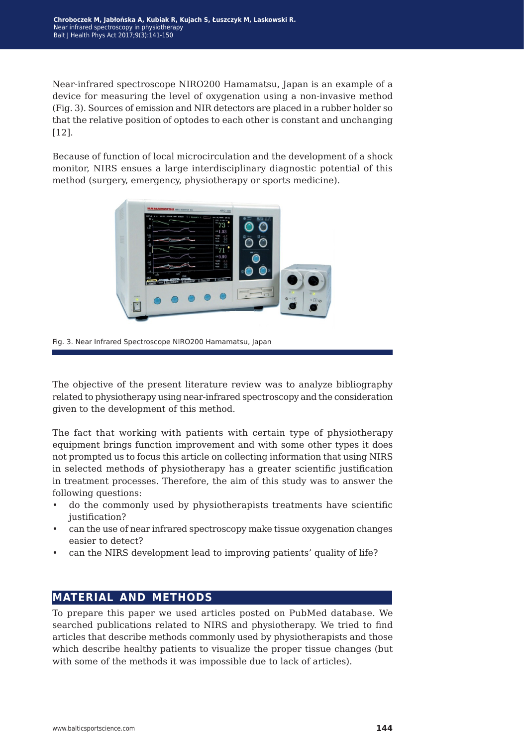Near-infrared spectroscope NIRO200 Hamamatsu, Japan is an example of a device for measuring the level of oxygenation using a non-invasive method (Fig. 3). Sources of emission and NIR detectors are placed in a rubber holder so that the relative position of optodes to each other is constant and unchanging [12].

Because of function of local microcirculation and the development of a shock monitor, NIRS ensues a large interdisciplinary diagnostic potential of this method (surgery, emergency, physiotherapy or sports medicine).

Fig. 3. Near Infrared Spectroscope NIRO200 Hamamatsu, Japan

The objective of the present literature review was to analyze bibliography related to physiotherapy using near-infrared spectroscopy and the consideration given to the development of this method.

The fact that working with patients with certain type of physiotherapy equipment brings function improvement and with some other types it does not prompted us to focus this article on collecting information that using NIRS in selected methods of physiotherapy has a greater scientific justification in treatment processes. Therefore, the aim of this study was to answer the following questions:

- do the commonly used by physiotherapists treatments have scientific justification?
- can the use of near infrared spectroscopy make tissue oxygenation changes easier to detect?
- can the NIRS development lead to improving patients' quality of life?

## MATERIAL AND METHODS

To prepare this paper we used articles posted on PubMed database. We searched publications related to NIRS and physiotherapy. We tried to find articles that describe methods commonly used by physiotherapists and those which describe healthy patients to visualize the proper tissue changes (but with some of the methods it was impossible due to lack of articles).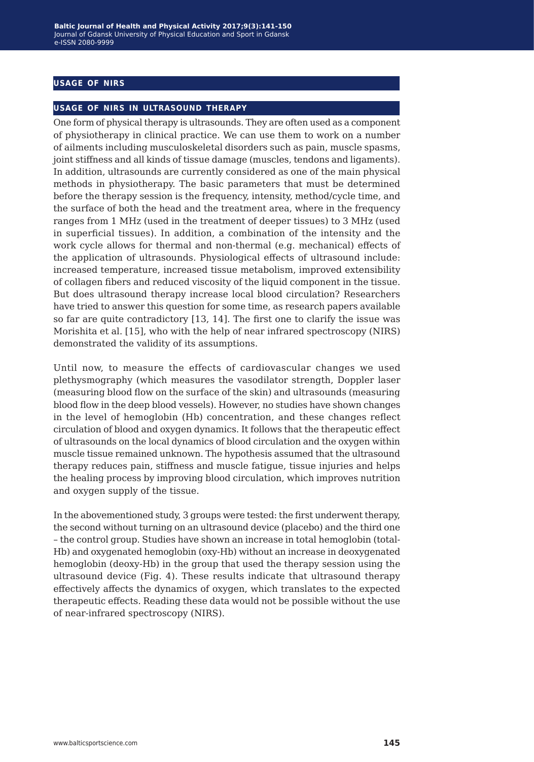## USAGE OF NIRS

### USAGE OF NIRS IN ULTRASOUND THERAPY

One form of physical therapy is ultrasounds. They are often used as a component of physiotherapy in clinical practice. We can use them to work on a number of ailments including musculoskeletal disorders such as pain, muscle spasms, joint stiffness and all kinds of tissue damage (muscles, tendons and ligaments). In addition, ultrasounds are currently considered as one of the main physical methods in physiotherapy. The basic parameters that must be determined before the therapy session is the frequency, intensity, method/cycle time, and the surface of both the head and the treatment area, where in the frequency ranges from 1 MHz (used in the treatment of deeper tissues) to 3 MHz (used in superficial tissues). In addition, a combination of the intensity and the work cycle allows for thermal and non-thermal (e.g. mechanical) effects of the application of ultrasounds. Physiological effects of ultrasound include: increased temperature, increased tissue metabolism, improved extensibility of collagen fibers and reduced viscosity of the liquid component in the tissue. But does ultrasound therapy increase local blood circulation? Researchers have tried to answer this question for some time, as research papers available so far are quite contradictory [13, 14]. The first one to clarify the issue was Morishita et al. [15], who with the help of near infrared spectroscopy (NIRS) demonstrated the validity of its assumptions.

Until now, to measure the effects of cardiovascular changes we used plethysmography (which measures the vasodilator strength, Doppler laser (measuring blood flow on the surface of the skin) and ultrasounds (measuring blood flow in the deep blood vessels). However, no studies have shown changes in the level of hemoglobin (Hb) concentration, and these changes reflect circulation of blood and oxygen dynamics. It follows that the therapeutic effect of ultrasounds on the local dynamics of blood circulation and the oxygen within muscle tissue remained unknown. The hypothesis assumed that the ultrasound therapy reduces pain, stiffness and muscle fatigue, tissue injuries and helps the healing process by improving blood circulation, which improves nutrition and oxygen supply of the tissue.

In the abovementioned study, 3 groups were tested: the first underwent therapy, the second without turning on an ultrasound device (placebo) and the third one – the control group. Studies have shown an increase in total hemoglobin (total-Hb) and oxygenated hemoglobin (oxy-Hb) without an increase in deoxygenated hemoglobin (deoxy-Hb) in the group that used the therapy session using the ultrasound device (Fig. 4). These results indicate that ultrasound therapy effectively affects the dynamics of oxygen, which translates to the expected therapeutic effects. Reading these data would not be possible without the use of near-infrared spectroscopy (NIRS).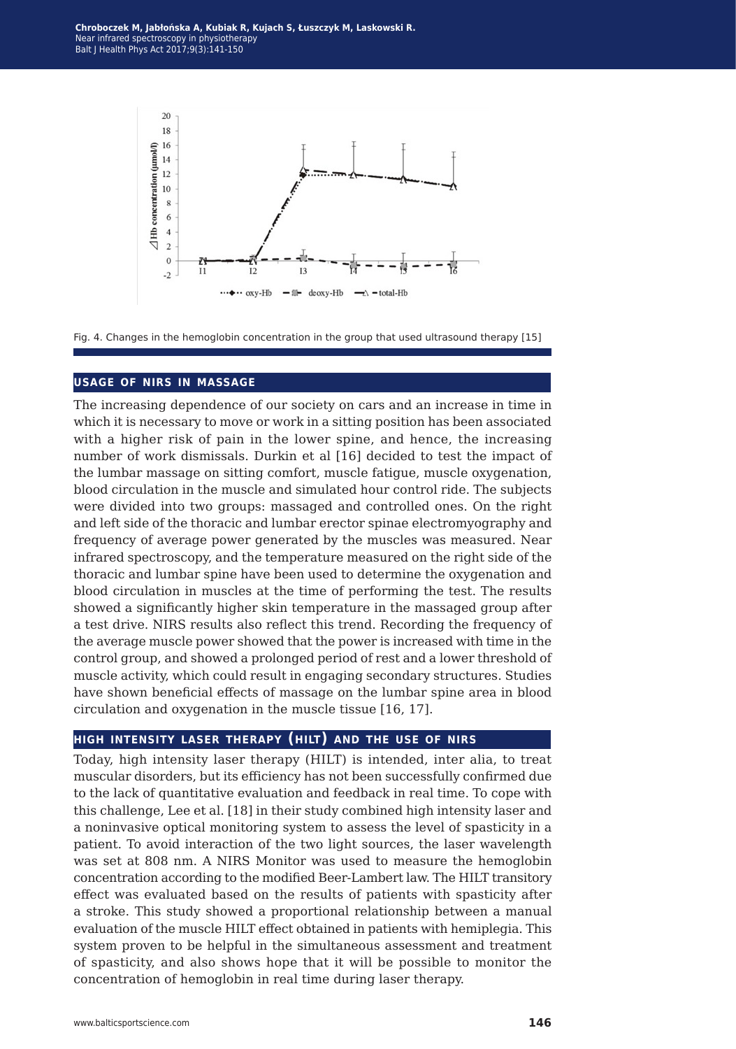Fig. 4. Changes in the hemoglobin concentration in the group that used ultrasound therapy [15]

## USAGE OF NIRS IN MASSAGE

The increasing dependence of our society on cars and an increase in time in which it is necessary to move or work in a sitting position has been associated with a higher risk of pain in the lower spine, and hence, the increasing number of work dismissals. Durkin et al [16] decided to test the impact of the lumbar massage on sitting comfort, muscle fatigue, muscle oxygenation, blood circulation in the muscle and simulated hour control ride. The subjects were divided into two groups: massaged and controlled ones. On the right and left side of the thoracic and lumbar erector spinae electromyography and frequency of average power generated by the muscles was measured. Near infrared spectroscopy, and the temperature measured on the right side of the thoracic and lumbar spine have been used to determine the oxygenation and blood circulation in muscles at the time of performing the test. The results showed a significantly higher skin temperature in the massaged group after a test drive. NIRS results also reflect this trend. Recording the frequency of the average muscle power showed that the power is increased with time in the control group, and showed a prolonged period of rest and a lower threshold of muscle activity, which could result in engaging secondary structures. Studies have shown beneficial effects of massage on the lumbar spine area in blood circulation and oxygenation in the muscle tissue [16, 17].

## HIGH INTENSITY LASER THERAPY (HILT) AND THE USE OF NIRS

Today, high intensity laser therapy (HILT) is intended, inter alia, to treat muscular disorders, but its efficiency has not been successfully confirmed due to the lack of quantitative evaluation and feedback in real time. To cope with this challenge, Lee et al. [18] in their study combined high intensity laser and a noninvasive optical monitoring system to assess the level of spasticity in a patient. To avoid interaction of the two light sources, the laser wavelength was set at 808 nm. A NIRS Monitor was used to measure the hemoglobin concentration according to the modified Beer-Lambert law. The HILT transitory effect was evaluated based on the results of patients with spasticity after a stroke. This study showed a proportional relationship between a manual evaluation of the muscle HILT effect obtained in patients with hemiplegia. This system proven to be helpful in the simultaneous assessment and treatment of spasticity, and also shows hope that it will be possible to monitor the concentration of hemoglobin in real time during laser therapy.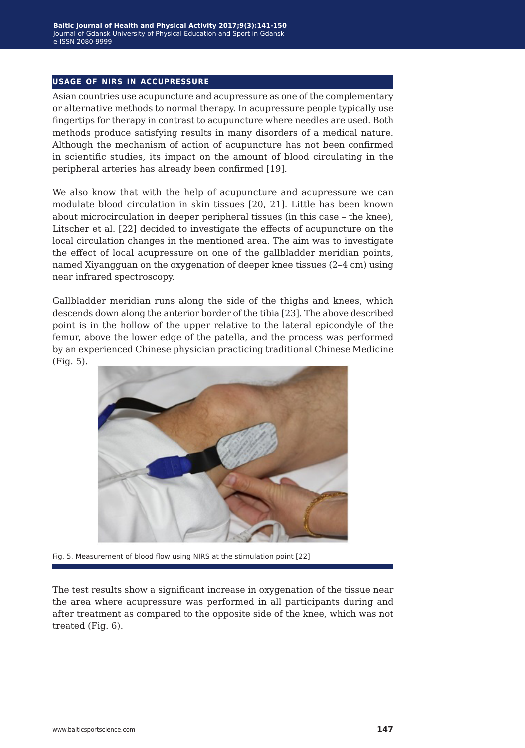## USAGE OF NIRS IN ACCUPRESSURE

Asian countries use acupuncture and acupressure as one of the complementary or alternative methods to normal therapy. In acupressure people typically use fingertips for therapy in contrast to acupuncture where needles are used. Both methods produce satisfying results in many disorders of a medical nature. Although the mechanism of action of acupuncture has not been confirmed in scientific studies, its impact on the amount of blood circulating in the peripheral arteries has already been confirmed [19].

We also know that with the help of acupuncture and acupressure we can modulate blood circulation in skin tissues [20, 21]. Little has been known about microcirculation in deeper peripheral tissues (in this case – the knee), Litscher et al. [22] decided to investigate the effects of acupuncture on the local circulation changes in the mentioned area. The aim was to investigate the effect of local acupressure on one of the gallbladder meridian points, named Xiyangguan on the oxygenation of deeper knee tissues (2–4 cm) using near infrared spectroscopy.

Gallbladder meridian runs along the side of the thighs and knees, which descends down along the anterior border of the tibia [23]. The above described point is in the hollow of the upper relative to the lateral epicondyle of the femur, above the lower edge of the patella, and the process was performed by an experienced Chinese physician practicing traditional Chinese Medicine (Fig. 5).

Fig. 5. Measurement of blood flow using NIRS at the stimulation point [22]

The test results show a significant increase in oxygenation of the tissue near the area where acupressure was performed in all participants during and after treatment as compared to the opposite side of the knee, which was not treated (Fig. 6).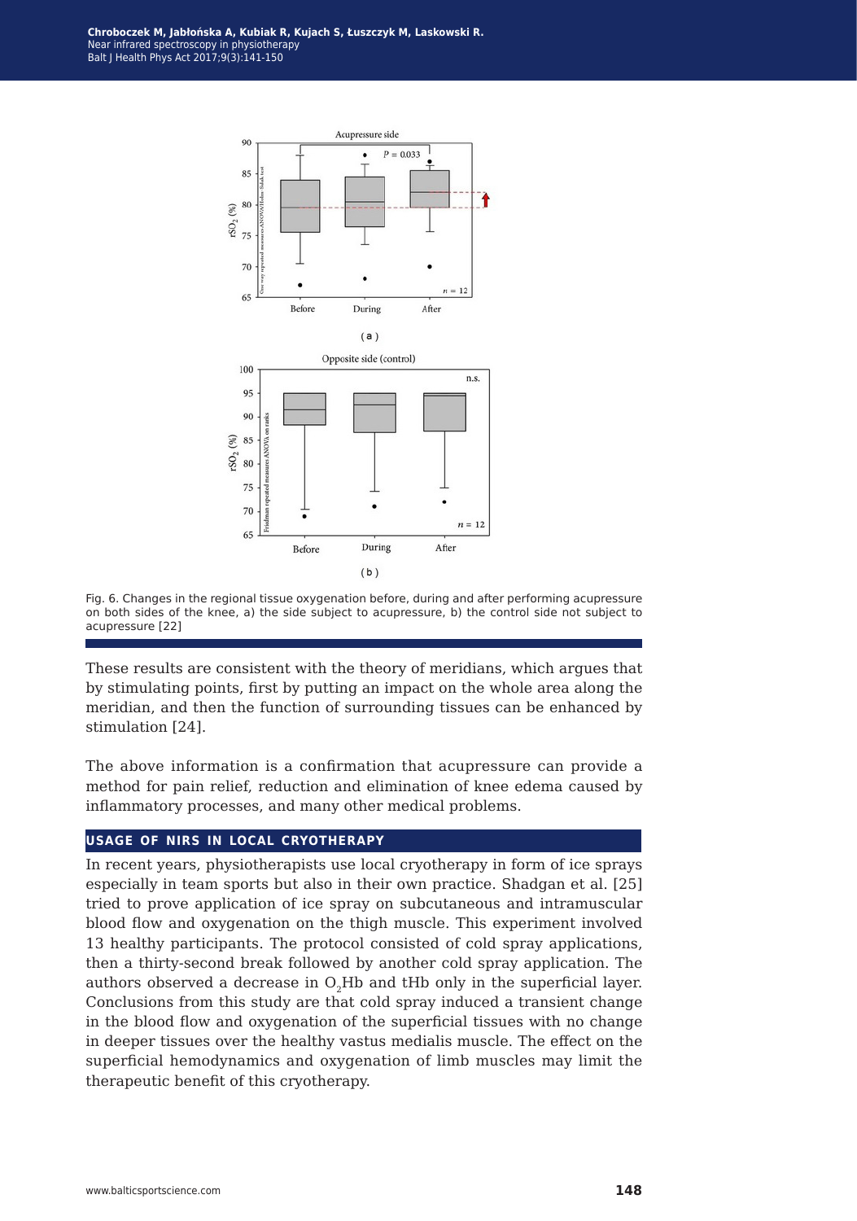Fig. 6. Changes in the regional tissue oxygenation before, during and after performing acupressure on both sides of the knee, a) the side subject to acupressure, b) the control side not subject to acupressure [22]

These results are consistent with the theory of meridians, which argues that by stimulating points, first by putting an impact on the whole area along the meridian, and then the function of surrounding tissues can be enhanced by stimulation [24].

The above information is a confirmation that acupressure can provide a method for pain relief, reduction and elimination of knee edema caused by inflammatory processes, and many other medical problems.

## USAGE OF NIRS IN LOCAL CRYOTHERAPY

In recent years, physiotherapists use local cryotherapy in form of ice sprays especially in team sports but also in their own practice. Shadgan et al. [25] tried to prove application of ice spray on subcutaneous and intramuscular blood flow and oxygenation on the thigh muscle. This experiment involved 13 healthy participants. The protocol consisted of cold spray applications, then a thirty-second break followed by another cold spray application. The authors observed a decrease in $O_2$Hb and tHb only in the superficial layer. Conclusions from this study are that cold spray induced a transient change in the blood flow and oxygenation of the superficial tissues with no change in deeper tissues over the healthy vastus medialis muscle. The effect on the superficial hemodynamics and oxygenation of limb muscles may limit the therapeutic benefit of this cryotherapy.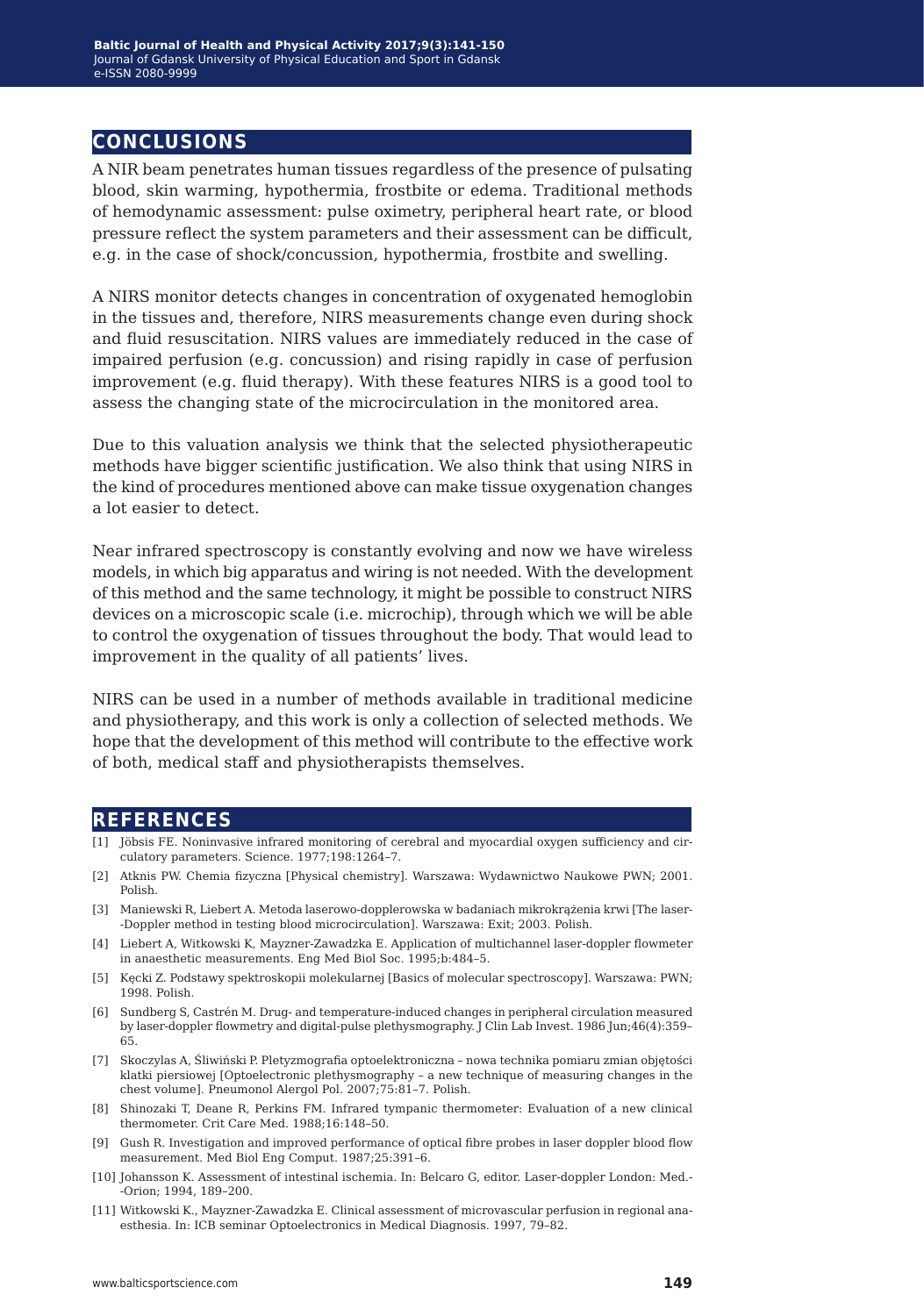## CONCLUSIONS

A NIR beam penetrates human tissues regardless of the presence of pulsating blood, skin warming, hypothermia, frostbite or edema. Traditional methods of hemodynamic assessment: pulse oximetry, peripheral heart rate, or blood pressure reflect the system parameters and their assessment can be difficult, e.g. in the case of shock/concussion, hypothermia, frostbite and swelling.

A NIRS monitor detects changes in concentration of oxygenated hemoglobin in the tissues and, therefore, NIRS measurements change even during shock and fluid resuscitation. NIRS values are immediately reduced in the case of impaired perfusion (e.g. concussion) and rising rapidly in case of perfusion improvement (e.g. fluid therapy). With these features NIRS is a good tool to assess the changing state of the microcirculation in the monitored area.

Due to this valuation analysis we think that the selected physiotherapeutic methods have bigger scientific justification. We also think that using NIRS in the kind of procedures mentioned above can make tissue oxygenation changes a lot easier to detect.

Near infrared spectroscopy is constantly evolving and now we have wireless models, in which big apparatus and wiring is not needed. With the development of this method and the same technology, it might be possible to construct NIRS devices on a microscopic scale (i.e. microchip), through which we will be able to control the oxygenation of tissues throughout the body. That would lead to improvement in the quality of all patients' lives.

NIRS can be used in a number of methods available in traditional medicine and physiotherapy, and this work is only a collection of selected methods. We hope that the development of this method will contribute to the effective work of both, medical staff and physiotherapists themselves.

## REFERENCES

[1] Jöbsis FE. Noninvasive infrared monitoring of cerebral and myocardial oxygen sufficiency and circulatory parameters. Science. 1977;198:1264–7.

[2] Atknis PW. Chemia fizyczna [Physical chemistry]. Warszawa: Wydawnictwo Naukowe PWN; 2001. Polish.

[3] Maniewski R, Liebert A. Metoda laserowo-dopplerowska w badaniach mikrokrążenia krwi [The laser-Doppler method in testing blood microcirculation]. Warszawa: Exit; 2003. Polish.

[4] Liebert A, Witkowski K, Mayzner-Zawadzka E. Application of multichannel laser-doppler flowmeter in anaesthetic measurements. Eng Med Biol Soc. 1995;b:484–5.

[5] Kęcki Z. Podstawy spektroskopii molekularnej [Basics of molecular spectroscopy]. Warszawa: PWN; 1998. Polish.

[6] Sundberg S, Castrén M. Drug- and temperature-induced changes in peripheral circulation measured by laser-doppler flowmetry and digital-pulse plethysmography. J Clin Lab Invest. 1986 Jun;46(4):359–65.

[7] Skoczylas A, Śliwiński P. Pletyzmografia optoelektroniczna – nowa technika pomiaru zmian objętości klatki piersiowej [Optoelectronic plethysmography – a new technique of measuring changes in the chest volume]. Pneumonol Alergol Pol. 2007;75:81–7. Polish.

[8] Shinozaki T, Deane R, Perkins FM. Infrared tympanic thermometer: Evaluation of a new clinical thermometer. Crit Care Med. 1988;16:148–50.

[9] Gush R. Investigation and improved performance of optical fibre probes in laser doppler blood flow measurement. Med Biol Eng Comput. 1987;25:391–6.

[10] Johansson K. Assessment of intestinal ischemia. In: Belcaro G, editor. Laser-doppler London: Med.-Orion; 1994, 189–200.

[11] Witkowski K., Mayzner-Zawadzka E. Clinical assessment of microvascular perfusion in regional anaesthesia. In: ICB seminar Optoelectronics in Medical Diagnosis. 1997, 79–82.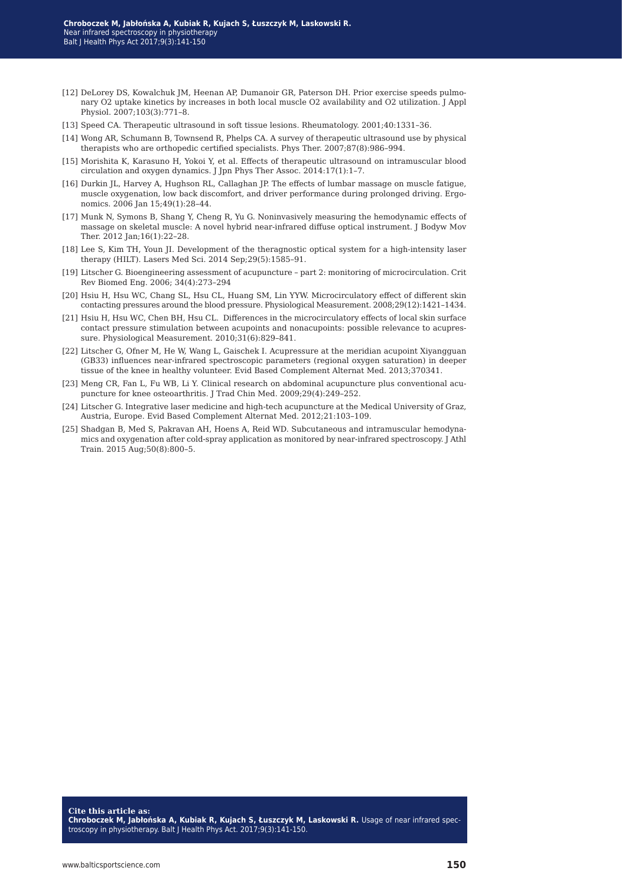[12] DeLorey DS, Kowalchuk JM, Heenan AP, Dumanoir GR, Paterson DH. Prior exercise speeds pulmonary O2 uptake kinetics by increases in both local muscle O2 availability and O2 utilization. J Appl Physiol. 2007;103(3):771–8.

[13] Speed CA. Therapeutic ultrasound in soft tissue lesions. Rheumatology. 2001;40:1331–36.

[14] Wong AR, Schumann B, Townsend R, Phelps CA. A survey of therapeutic ultrasound use by physical therapists who are orthopedic certified specialists. Phys Ther. 2007;87(8):986–994.

[15] Morishita K, Karasuno H, Yokoi Y, et al. Effects of therapeutic ultrasound on intramuscular blood circulation and oxygen dynamics. J Jpn Phys Ther Assoc. 2014:17(1):1–7.

[16] Durkin JL, Harvey A, Hughson RL, Callaghan JP. The effects of lumbar massage on muscle fatigue, muscle oxygenation, low back discomfort, and driver performance during prolonged driving. Ergonomics. 2006 Jan 15;49(1):28–44.

[17] Munk N, Symons B, Shang Y, Cheng R, Yu G. Noninvasively measuring the hemodynamic effects of massage on skeletal muscle: A novel hybrid near-infrared diffuse optical instrument. J Bodyw Mov Ther. 2012 Jan;16(1):22–28.

[18] Lee S, Kim TH, Youn JI. Development of the theragnostic optical system for a high-intensity laser therapy (HILT). Lasers Med Sci. 2014 Sep;29(5):1585–91.

[19] Litscher G. Bioengineering assessment of acupuncture – part 2: monitoring of microcirculation. Crit Rev Biomed Eng. 2006; 34(4):273–294

[20] Hsiu H, Hsu WC, Chang SL, Hsu CL, Huang SM, Lin YYW. Microcirculatory effect of different skin contacting pressures around the blood pressure. Physiological Measurement. 2008;29(12):1421–1434.

[21] Hsiu H, Hsu WC, Chen BH, Hsu CL. Differences in the microcirculatory effects of local skin surface contact pressure stimulation between acupoints and nonacupoints: possible relevance to acupressure. Physiological Measurement. 2010;31(6):829–841.

[22] Litscher G, Ofner M, He W, Wang L, Gaischek I. Acupressure at the meridian acupoint Xiyangguan (GB33) influences near-infrared spectroscopic parameters (regional oxygen saturation) in deeper tissue of the knee in healthy volunteer. Evid Based Complement Alternat Med. 2013;370341.

[23] Meng CR, Fan L, Fu WB, Li Y. Clinical research on abdominal acupuncture plus conventional acupuncture for knee osteoarthritis. J Trad Chin Med. 2009;29(4):249–252.

[24] Litscher G. Integrative laser medicine and high-tech acupuncture at the Medical University of Graz, Austria, Europe. Evid Based Complement Alternat Med. 2012;21:103–109.

[25] Shadgan B, Med S, Pakravan AH, Hoens A, Reid WD. Subcutaneous and intramuscular hemodynamics and oxygenation after cold-spray application as monitored by near-infrared spectroscopy. J Athl Train. 2015 Aug;50(8):800–5.

**Cite this article as:**
**Chroboczek M, Jabłońska A, Kubiak R, Kujach S, Łuszczyk M, Laskowski R.** Usage of near infrared spectroscopy in physiotherapy. Balt J Health Phys Act. 2017;9(3):141-150.